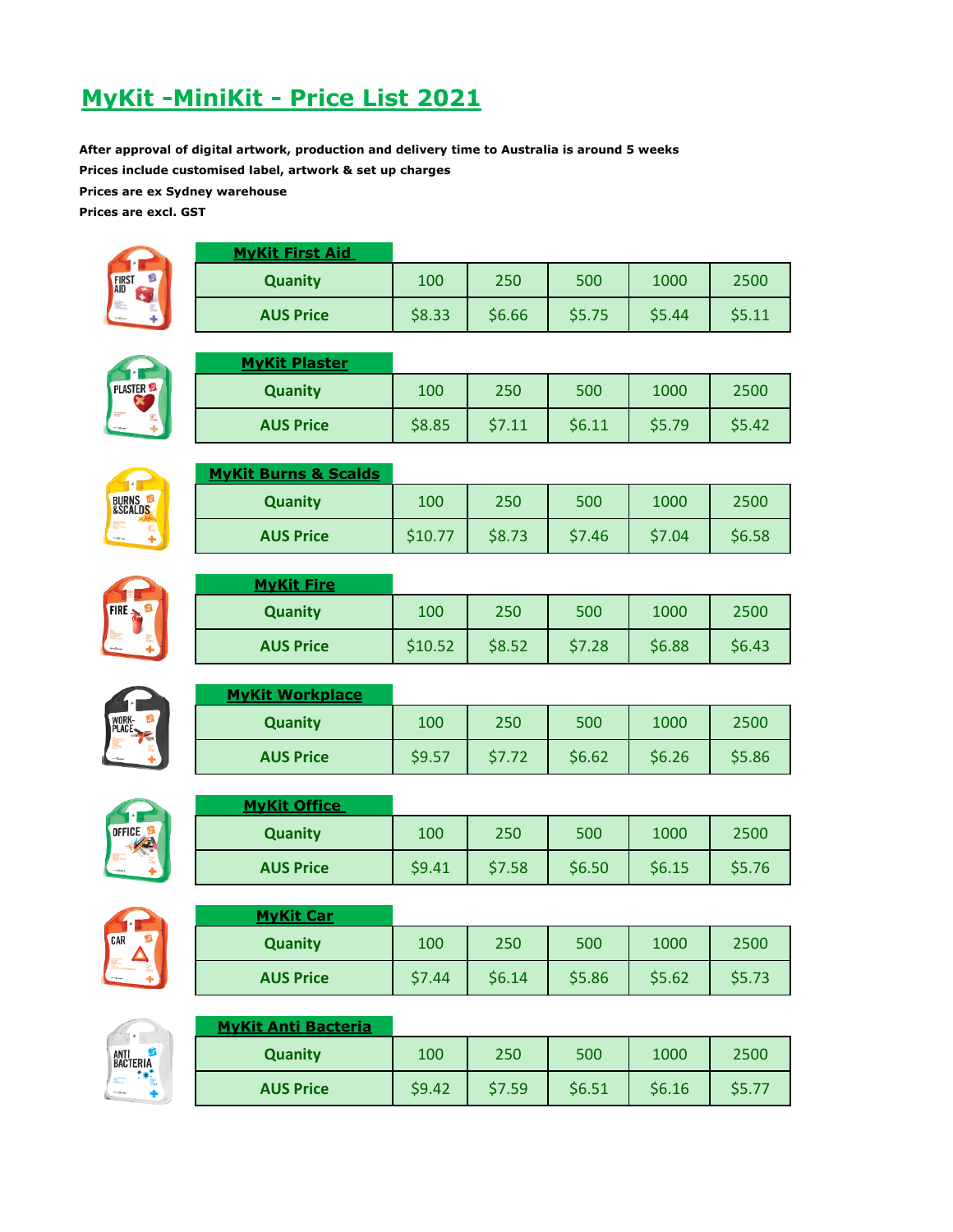# MyKit -MiniKit - Price List 2021

**After approval of digital artwork, production and delivery time to Australia is around 5 weeks**

**Prices include customised label, artwork & set up charges**

**Prices are ex Sydney warehouse**

**Prices are excl. GST**

### MyKit First Aid

| Quanity | 100 | 250 | 500 | 1000 | 2500 |
|---|---|---|---|---|---|
| AUS Price | $8.33 | $6.66 | $5.75 | $5.44 | $5.11 |

### MyKit Plaster

| Quanity | 100 | 250 | 500 | 1000 | 2500 |
|---|---|---|---|---|---|
| AUS Price | $8.85 | $7.11 | $6.11 | $5.79 | $5.42 |

### MyKit Burns & Scalds

| Quanity | 100 | 250 | 500 | 1000 | 2500 |
|---|---|---|---|---|---|
| AUS Price | $10.77 | $8.73 | $7.46 | $7.04 | $6.58 |

### MyKit Fire

| Quanity | 100 | 250 | 500 | 1000 | 2500 |
|---|---|---|---|---|---|
| AUS Price | $10.52 | $8.52 | $7.28 | $6.88 | $6.43 |

### MyKit Workplace

| Quanity | 100 | 250 | 500 | 1000 | 2500 |
|---|---|---|---|---|---|
| AUS Price | $9.57 | $7.72 | $6.62 | $6.26 | $5.86 |

### MyKit Office

| Quanity | 100 | 250 | 500 | 1000 | 2500 |
|---|---|---|---|---|---|
| AUS Price | $9.41 | $7.58 | $6.50 | $6.15 | $5.76 |

### MyKit Car

| Quanity | 100 | 250 | 500 | 1000 | 2500 |
|---|---|---|---|---|---|
| AUS Price | $7.44 | $6.14 | $5.86 | $5.62 | $5.73 |

### MyKit Anti Bacteria

| Quanity | 100 | 250 | 500 | 1000 | 2500 |
|---|---|---|---|---|---|
| AUS Price | $9.42 | $7.59 | $6.51 | $6.16 | $5.77 |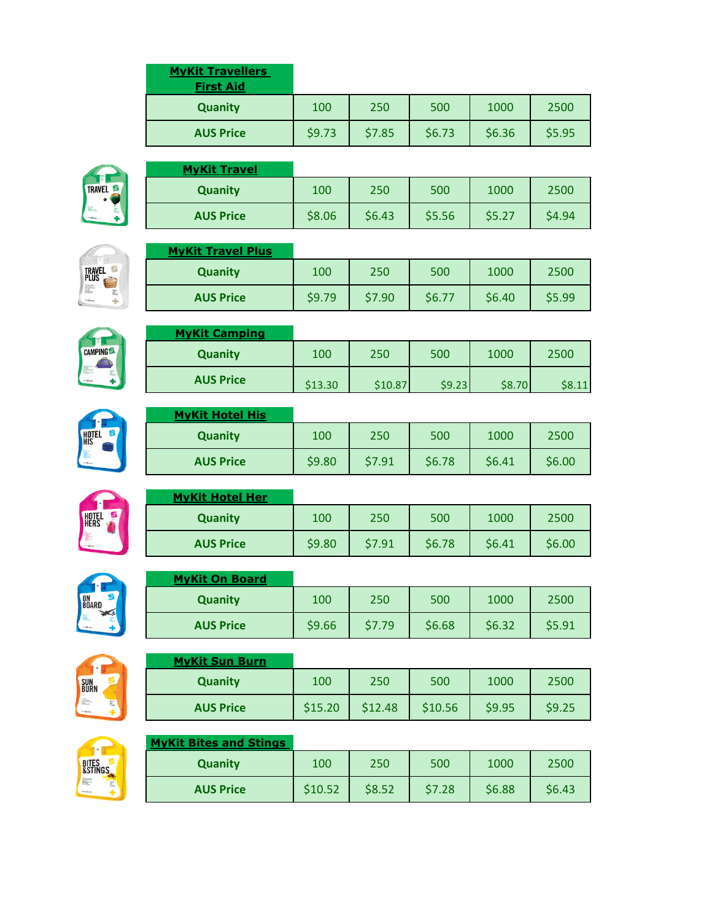| MyKit Travellers First Aid | | | | | |
|---|---|---|---|---|---|
| Quanity | 100 | 250 | 500 | 1000 | 2500 |
| AUS Price | $9.73 | $7.85 | $6.73 | $6.36 | $5.95 |

| MyKit Travel | | | | | |
|---|---|---|---|---|---|
| Quanity | 100 | 250 | 500 | 1000 | 2500 |
| AUS Price | $8.06 | $6.43 | $5.56 | $5.27 | $4.94 |

| MyKit Travel Plus | | | | | |
|---|---|---|---|---|---|
| Quanity | 100 | 250 | 500 | 1000 | 2500 |
| AUS Price | $9.79 | $7.90 | $6.77 | $6.40 | $5.99 |

| MyKit Camping | | | | | |
|---|---|---|---|---|---|
| Quanity | 100 | 250 | 500 | 1000 | 2500 |
| AUS Price | $13.30 | $10.87 | $9.23 | $8.70 | $8.11 |

| MyKit Hotel His | | | | | |
|---|---|---|---|---|---|
| Quanity | 100 | 250 | 500 | 1000 | 2500 |
| AUS Price | $9.80 | $7.91 | $6.78 | $6.41 | $6.00 |

| MyKit Hotel Her | | | | | |
|---|---|---|---|---|---|
| Quanity | 100 | 250 | 500 | 1000 | 2500 |
| AUS Price | $9.80 | $7.91 | $6.78 | $6.41 | $6.00 |

| MyKit On Board | | | | | |
|---|---|---|---|---|---|
| Quanity | 100 | 250 | 500 | 1000 | 2500 |
| AUS Price | $9.66 | $7.79 | $6.68 | $6.32 | $5.91 |

| MyKit Sun Burn | | | | | |
|---|---|---|---|---|---|
| Quanity | 100 | 250 | 500 | 1000 | 2500 |
| AUS Price | $15.20 | $12.48 | $10.56 | $9.95 | $9.25 |

| MyKit Bites and Stings | | | | | |
|---|---|---|---|---|---|
| Quanity | 100 | 250 | 500 | 1000 | 2500 |
| AUS Price | $10.52 | $8.52 | $7.28 | $6.88 | $6.43 |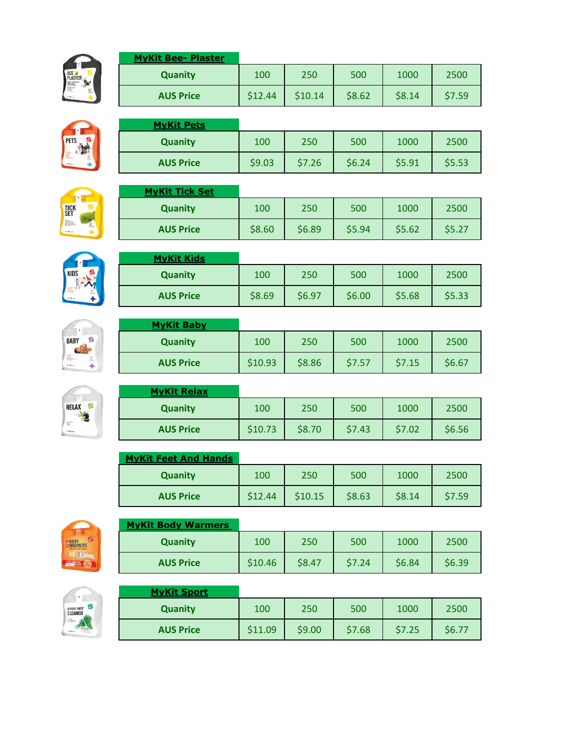**MyKit Bee- Plaster**

| Quanity | 100 | 250 | 500 | 1000 | 2500 |
| --- | --- | --- | --- | --- | --- |
| AUS Price | $12.44 | $10.14 | $8.62 | $8.14 | $7.59 |

**MyKit Pets**

| Quanity | 100 | 250 | 500 | 1000 | 2500 |
| --- | --- | --- | --- | --- | --- |
| AUS Price | $9.03 | $7.26 | $6.24 | $5.91 | $5.53 |

**MyKit Tick Set**

| Quanity | 100 | 250 | 500 | 1000 | 2500 |
| --- | --- | --- | --- | --- | --- |
| AUS Price | $8.60 | $6.89 | $5.94 | $5.62 | $5.27 |

**MyKit Kids**

| Quanity | 100 | 250 | 500 | 1000 | 2500 |
| --- | --- | --- | --- | --- | --- |
| AUS Price | $8.69 | $6.97 | $6.00 | $5.68 | $5.33 |

**MyKit Baby**

| Quanity | 100 | 250 | 500 | 1000 | 2500 |
| --- | --- | --- | --- | --- | --- |
| AUS Price | $10.93 | $8.86 | $7.57 | $7.15 | $6.67 |

**MyKit Relax**

| Quanity | 100 | 250 | 500 | 1000 | 2500 |
| --- | --- | --- | --- | --- | --- |
| AUS Price | $10.73 | $8.70 | $7.43 | $7.02 | $6.56 |

**MyKit Feet And Hands**

| Quanity | 100 | 250 | 500 | 1000 | 2500 |
| --- | --- | --- | --- | --- | --- |
| AUS Price | $12.44 | $10.15 | $8.63 | $8.14 | $7.59 |

**MyKit Body Warmers**

| Quanity | 100 | 250 | 500 | 1000 | 2500 |
| --- | --- | --- | --- | --- | --- |
| AUS Price | $10.46 | $8.47 | $7.24 | $6.84 | $6.39 |

**MyKit Sport**

| Quanity | 100 | 250 | 500 | 1000 | 2500 |
| --- | --- | --- | --- | --- | --- |
| AUS Price | $11.09 | $9.00 | $7.68 | $7.25 | $6.77 |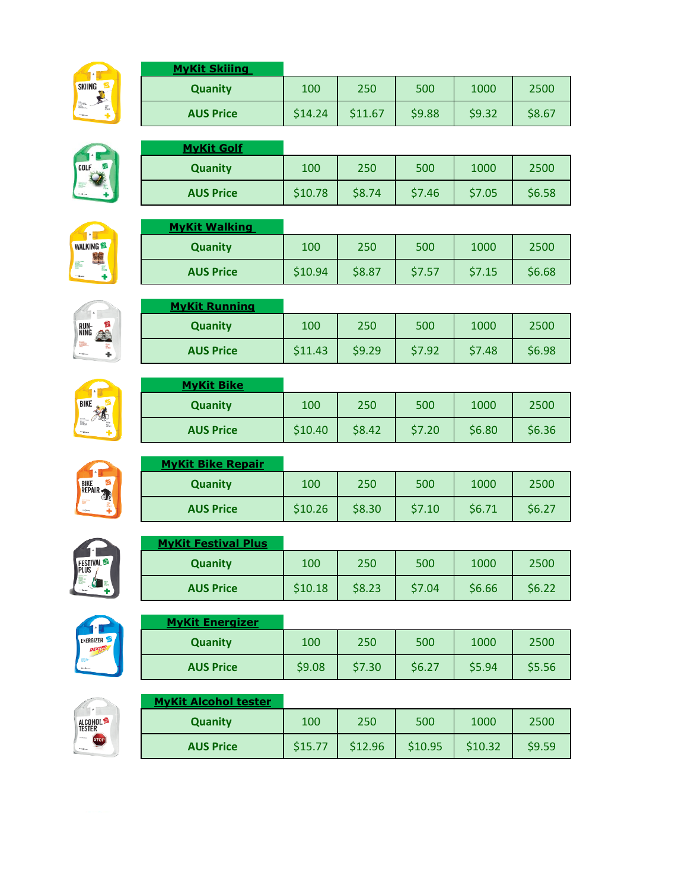| MyKit Skiiing | | | | | |
|---|---|---|---|---|---|
| Quanity | 100 | 250 | 500 | 1000 | 2500 |
| AUS Price | $14.24 | $11.67 | $9.88 | $9.32 | $8.67 |

| MyKit Golf | | | | | |
|---|---|---|---|---|---|
| Quanity | 100 | 250 | 500 | 1000 | 2500 |
| AUS Price | $10.78 | $8.74 | $7.46 | $7.05 | $6.58 |

| MyKit Walking | | | | | |
|---|---|---|---|---|---|
| Quanity | 100 | 250 | 500 | 1000 | 2500 |
| AUS Price | $10.94 | $8.87 | $7.57 | $7.15 | $6.68 |

| MyKit Running | | | | | |
|---|---|---|---|---|---|
| Quanity | 100 | 250 | 500 | 1000 | 2500 |
| AUS Price | $11.43 | $9.29 | $7.92 | $7.48 | $6.98 |

| MyKit Bike | | | | | |
|---|---|---|---|---|---|
| Quanity | 100 | 250 | 500 | 1000 | 2500 |
| AUS Price | $10.40 | $8.42 | $7.20 | $6.80 | $6.36 |

| MyKit Bike Repair | | | | | |
|---|---|---|---|---|---|
| Quanity | 100 | 250 | 500 | 1000 | 2500 |
| AUS Price | $10.26 | $8.30 | $7.10 | $6.71 | $6.27 |

| MyKit Festival Plus | | | | | |
|---|---|---|---|---|---|
| Quanity | 100 | 250 | 500 | 1000 | 2500 |
| AUS Price | $10.18 | $8.23 | $7.04 | $6.66 | $6.22 |

| MyKit Energizer | | | | | |
|---|---|---|---|---|---|
| Quanity | 100 | 250 | 500 | 1000 | 2500 |
| AUS Price | $9.08 | $7.30 | $6.27 | $5.94 | $5.56 |

| MyKit Alcohol tester | | | | | |
|---|---|---|---|---|---|
| Quanity | 100 | 250 | 500 | 1000 | 2500 |
| AUS Price | $15.77 | $12.96 | $10.95 | $10.32 | $9.59 |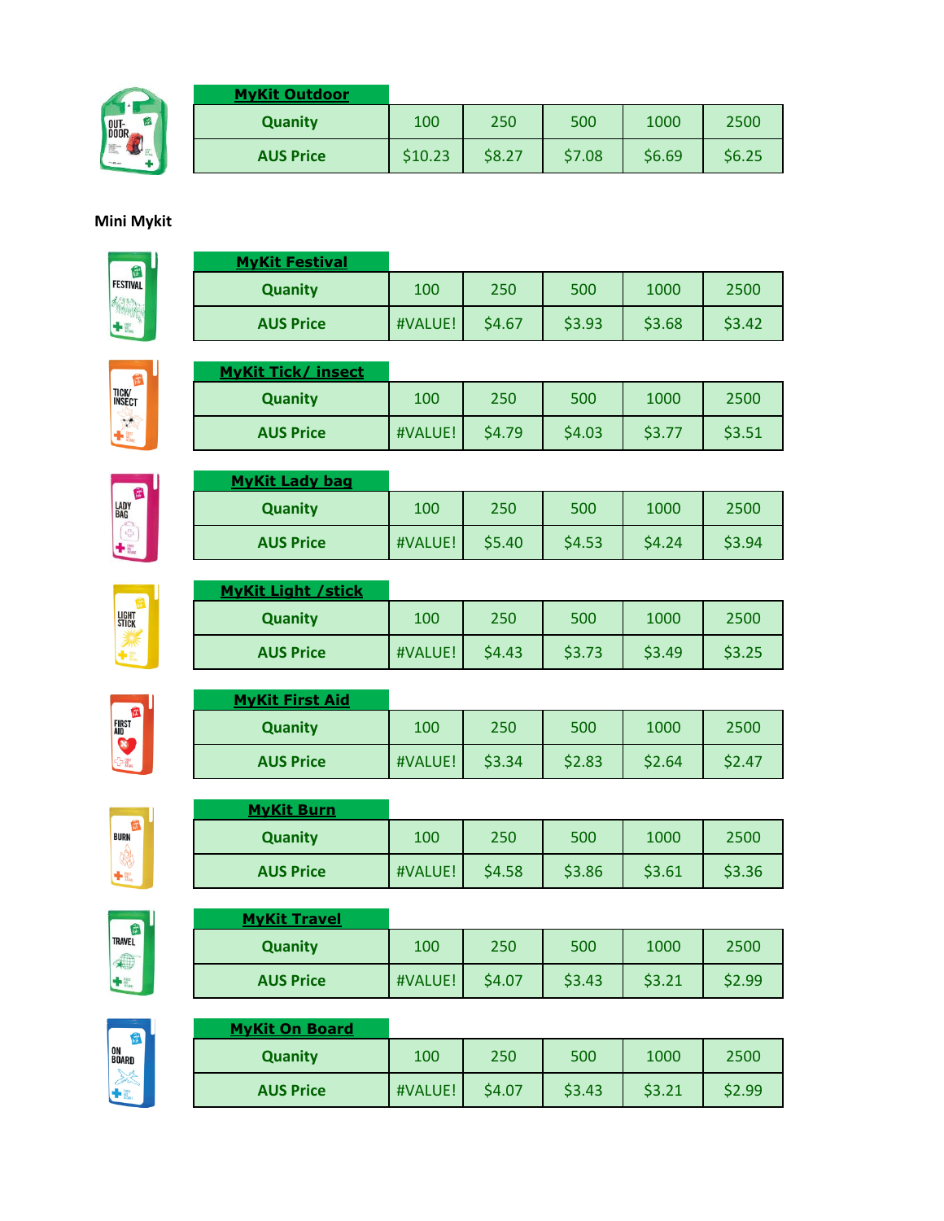| MyKit Outdoor | | | | | |
|---|---|---|---|---|---|
| Quanity | 100 | 250 | 500 | 1000 | 2500 |
| AUS Price | $10.23 | $8.27 | $7.08 | $6.69 | $6.25 |

**Mini Mykit**

| MyKit Festival | | | | | |
|---|---|---|---|---|---|
| Quanity | 100 | 250 | 500 | 1000 | 2500 |
| AUS Price | #VALUE! | $4.67 | $3.93 | $3.68 | $3.42 |

| MyKit Tick/ insect | | | | | |
|---|---|---|---|---|---|
| Quanity | 100 | 250 | 500 | 1000 | 2500 |
| AUS Price | #VALUE! | $4.79 | $4.03 | $3.77 | $3.51 |

| MyKit Lady bag | | | | | |
|---|---|---|---|---|---|
| Quanity | 100 | 250 | 500 | 1000 | 2500 |
| AUS Price | #VALUE! | $5.40 | $4.53 | $4.24 | $3.94 |

| MyKit Light /stick | | | | | |
|---|---|---|---|---|---|
| Quanity | 100 | 250 | 500 | 1000 | 2500 |
| AUS Price | #VALUE! | $4.43 | $3.73 | $3.49 | $3.25 |

| MyKit First Aid | | | | | |
|---|---|---|---|---|---|
| Quanity | 100 | 250 | 500 | 1000 | 2500 |
| AUS Price | #VALUE! | $3.34 | $2.83 | $2.64 | $2.47 |

| MyKit Burn | | | | | |
|---|---|---|---|---|---|
| Quanity | 100 | 250 | 500 | 1000 | 2500 |
| AUS Price | #VALUE! | $4.58 | $3.86 | $3.61 | $3.36 |

| MyKit Travel | | | | | |
|---|---|---|---|---|---|
| Quanity | 100 | 250 | 500 | 1000 | 2500 |
| AUS Price | #VALUE! | $4.07 | $3.43 | $3.21 | $2.99 |

| MyKit On Board | | | | | |
|---|---|---|---|---|---|
| Quanity | 100 | 250 | 500 | 1000 | 2500 |
| AUS Price | #VALUE! | $4.07 | $3.43 | $3.21 | $2.99 |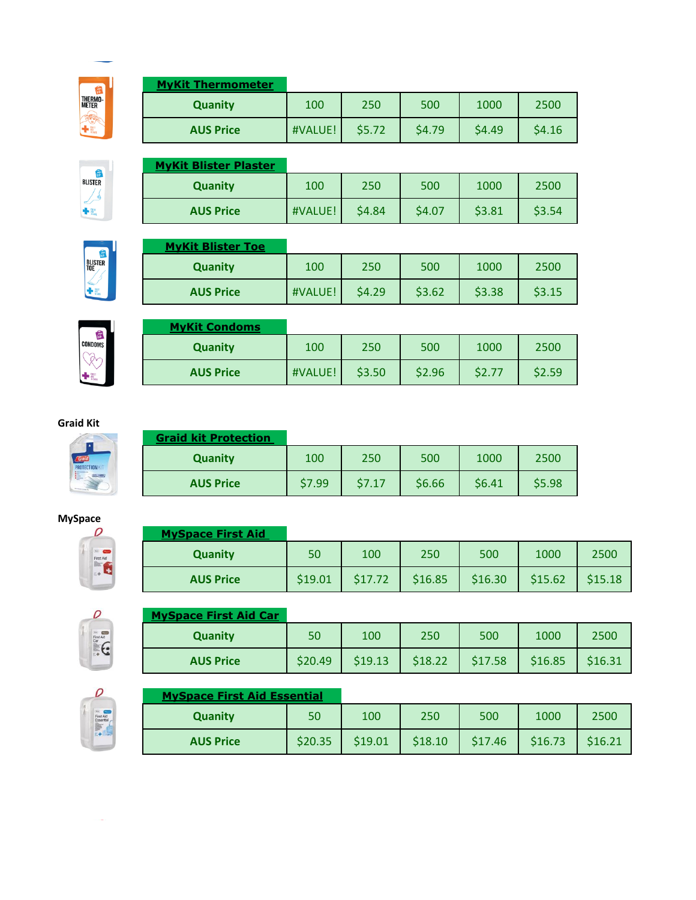| **MyKit Thermometer** | | | | | |
|---|---|---|---|---|---|
| **Quanity** | 100 | 250 | 500 | 1000 | 2500 |
| **AUS Price** | #VALUE! | $5.72 | $4.79 | $4.49 | $4.16 |

| **MyKit Blister Plaster** | | | | | |
|---|---|---|---|---|---|
| **Quanity** | 100 | 250 | 500 | 1000 | 2500 |
| **AUS Price** | #VALUE! | $4.84 | $4.07 | $3.81 | $3.54 |

| **MyKit Blister Toe** | | | | | |
|---|---|---|---|---|---|
| **Quanity** | 100 | 250 | 500 | 1000 | 2500 |
| **AUS Price** | #VALUE! | $4.29 | $3.62 | $3.38 | $3.15 |

| **MyKit Condoms** | | | | | |
|---|---|---|---|---|---|
| **Quanity** | 100 | 250 | 500 | 1000 | 2500 |
| **AUS Price** | #VALUE! | $3.50 | $2.96 | $2.77 | $2.59 |

**Graid Kit**

| **Graid kit Protection** | | | | | |
|---|---|---|---|---|---|
| **Quanity** | 100 | 250 | 500 | 1000 | 2500 |
| **AUS Price** | $7.99 | $7.17 | $6.66 | $6.41 | $5.98 |

**MySpace**

| **MySpace First Aid** | | | | | | |
|---|---|---|---|---|---|---|
| **Quanity** | 50 | 100 | 250 | 500 | 1000 | 2500 |
| **AUS Price** | $19.01 | $17.72 | $16.85 | $16.30 | $15.62 | $15.18 |

| **MySpace First Aid Car** | | | | | | |
|---|---|---|---|---|---|---|
| **Quanity** | 50 | 100 | 250 | 500 | 1000 | 2500 |
| **AUS Price** | $20.49 | $19.13 | $18.22 | $17.58 | $16.85 | $16.31 |

| **MySpace First Aid Essential** | | | | | | |
|---|---|---|---|---|---|---|
| **Quanity** | 50 | 100 | 250 | 500 | 1000 | 2500 |
| **AUS Price** | $20.35 | $19.01 | $18.10 | $17.46 | $16.73 | $16.21 |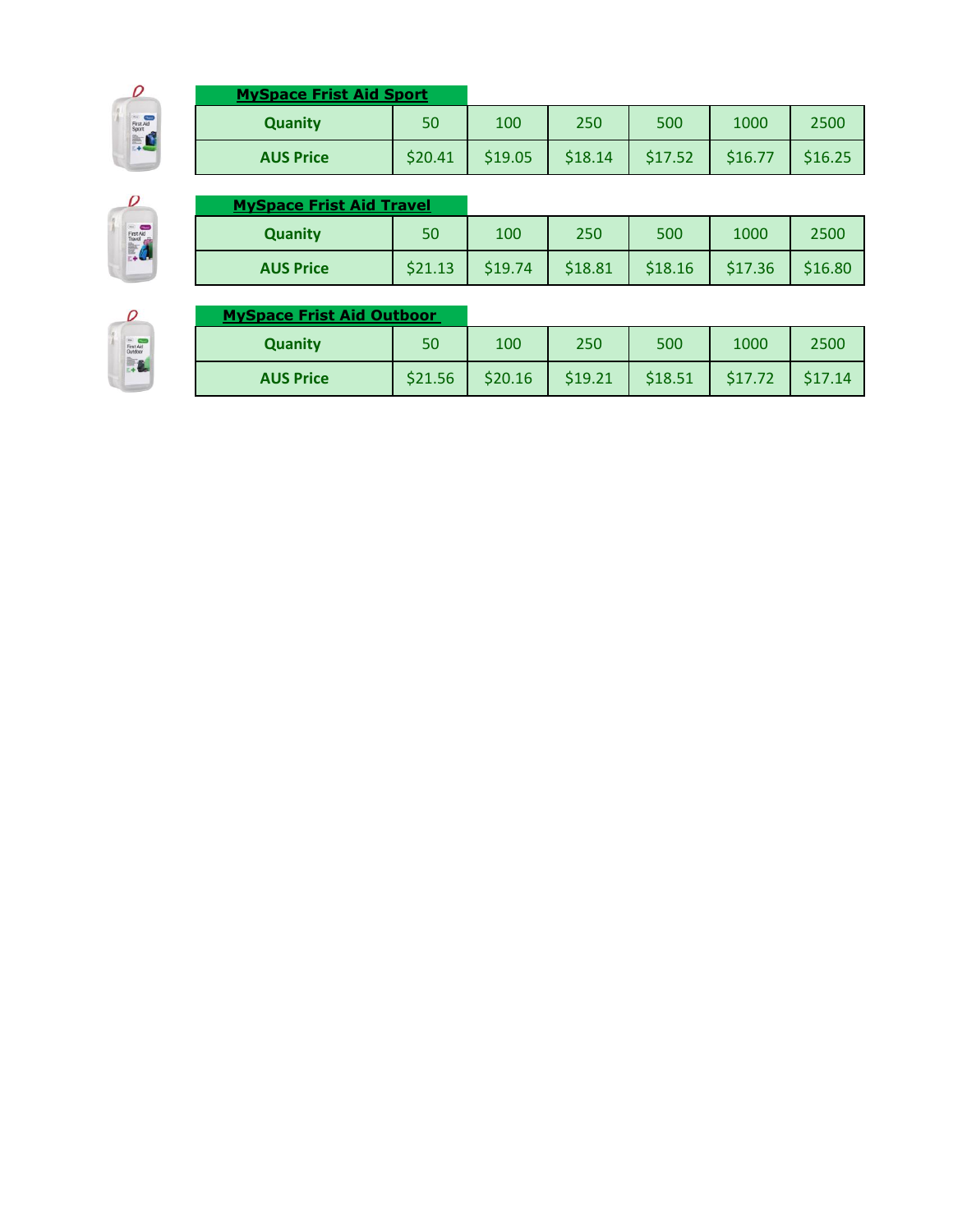**MySpace Frist Aid Sport**

| Quanity | 50 | 100 | 250 | 500 | 1000 | 2500 |
| --- | --- | --- | --- | --- | --- | --- |
| **AUS Price** | $20.41 | $19.05 | $18.14 | $17.52 | $16.77 | $16.25 |

**MySpace Frist Aid Travel**

| Quanity | 50 | 100 | 250 | 500 | 1000 | 2500 |
| --- | --- | --- | --- | --- | --- | --- |
| **AUS Price** | $21.13 | $19.74 | $18.81 | $18.16 | $17.36 | $16.80 |

**MySpace Frist Aid Outboor**

| Quanity | 50 | 100 | 250 | 500 | 1000 | 2500 |
| --- | --- | --- | --- | --- | --- | --- |
| **AUS Price** | $21.56 | $20.16 | $19.21 | $18.51 | $17.72 | $17.14 |